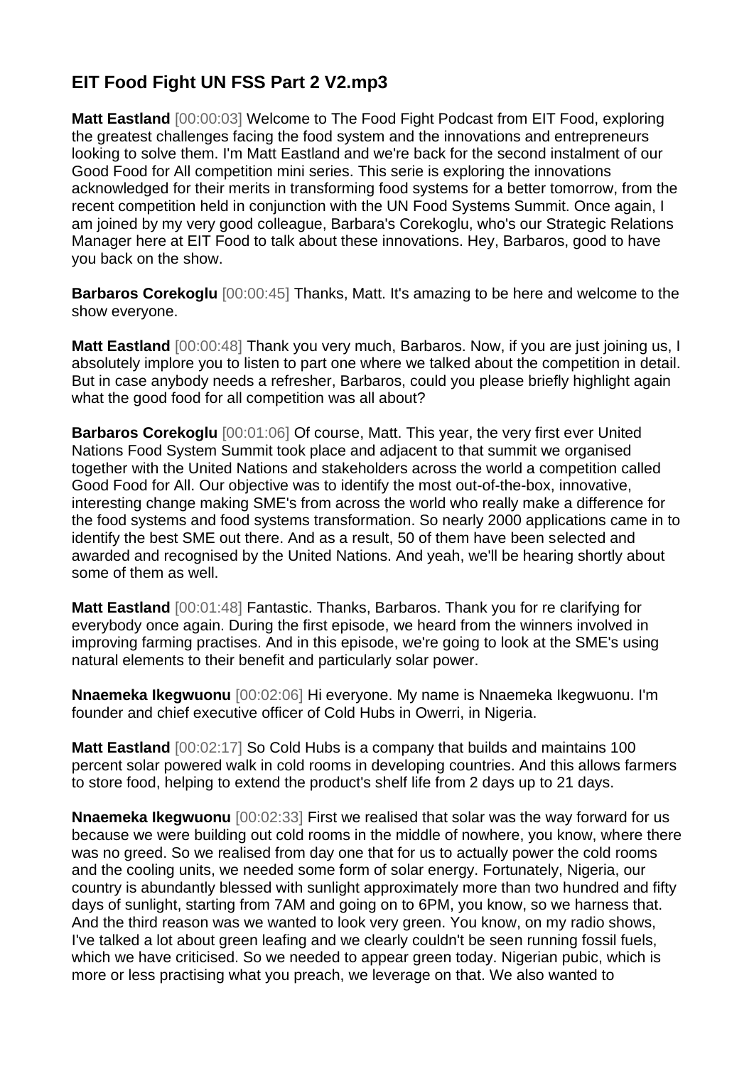# EIT Food Fight UN FSS Part 2 V2.mp3

**Matt Eastland** [00:00:03] Welcome to The Food Fight Podcast from EIT Food, exploring the greatest challenges facing the food system and the innovations and entrepreneurs looking to solve them. I'm Matt Eastland and we're back for the second instalment of our Good Food for All competition mini series. This serie is exploring the innovations acknowledged for their merits in transforming food systems for a better tomorrow, from the recent competition held in conjunction with the UN Food Systems Summit. Once again, I am joined by my very good colleague, Barbara's Corekoglu, who's our Strategic Relations Manager here at EIT Food to talk about these innovations. Hey, Barbaros, good to have you back on the show.

**Barbaros Corekoglu** [00:00:45] Thanks, Matt. It's amazing to be here and welcome to the show everyone.

**Matt Eastland** [00:00:48] Thank you very much, Barbaros. Now, if you are just joining us, I absolutely implore you to listen to part one where we talked about the competition in detail. But in case anybody needs a refresher, Barbaros, could you please briefly highlight again what the good food for all competition was all about?

**Barbaros Corekoglu** [00:01:06] Of course, Matt. This year, the very first ever United Nations Food System Summit took place and adjacent to that summit we organised together with the United Nations and stakeholders across the world a competition called Good Food for All. Our objective was to identify the most out-of-the-box, innovative, interesting change making SME's from across the world who really make a difference for the food systems and food systems transformation. So nearly 2000 applications came in to identify the best SME out there. And as a result, 50 of them have been selected and awarded and recognised by the United Nations. And yeah, we'll be hearing shortly about some of them as well.

**Matt Eastland** [00:01:48] Fantastic. Thanks, Barbaros. Thank you for re clarifying for everybody once again. During the first episode, we heard from the winners involved in improving farming practises. And in this episode, we're going to look at the SME's using natural elements to their benefit and particularly solar power.

**Nnaemeka Ikegwuonu** [00:02:06] Hi everyone. My name is Nnaemeka Ikegwuonu. I'm founder and chief executive officer of Cold Hubs in Owerri, in Nigeria.

**Matt Eastland** [00:02:17] So Cold Hubs is a company that builds and maintains 100 percent solar powered walk in cold rooms in developing countries. And this allows farmers to store food, helping to extend the product's shelf life from 2 days up to 21 days.

**Nnaemeka Ikegwuonu** [00:02:33] First we realised that solar was the way forward for us because we were building out cold rooms in the middle of nowhere, you know, where there was no greed. So we realised from day one that for us to actually power the cold rooms and the cooling units, we needed some form of solar energy. Fortunately, Nigeria, our country is abundantly blessed with sunlight approximately more than two hundred and fifty days of sunlight, starting from 7AM and going on to 6PM, you know, so we harness that. And the third reason was we wanted to look very green. You know, on my radio shows, I've talked a lot about green leafing and we clearly couldn't be seen running fossil fuels, which we have criticised. So we needed to appear green today. Nigerian pubic, which is more or less practising what you preach, we leverage on that. We also wanted to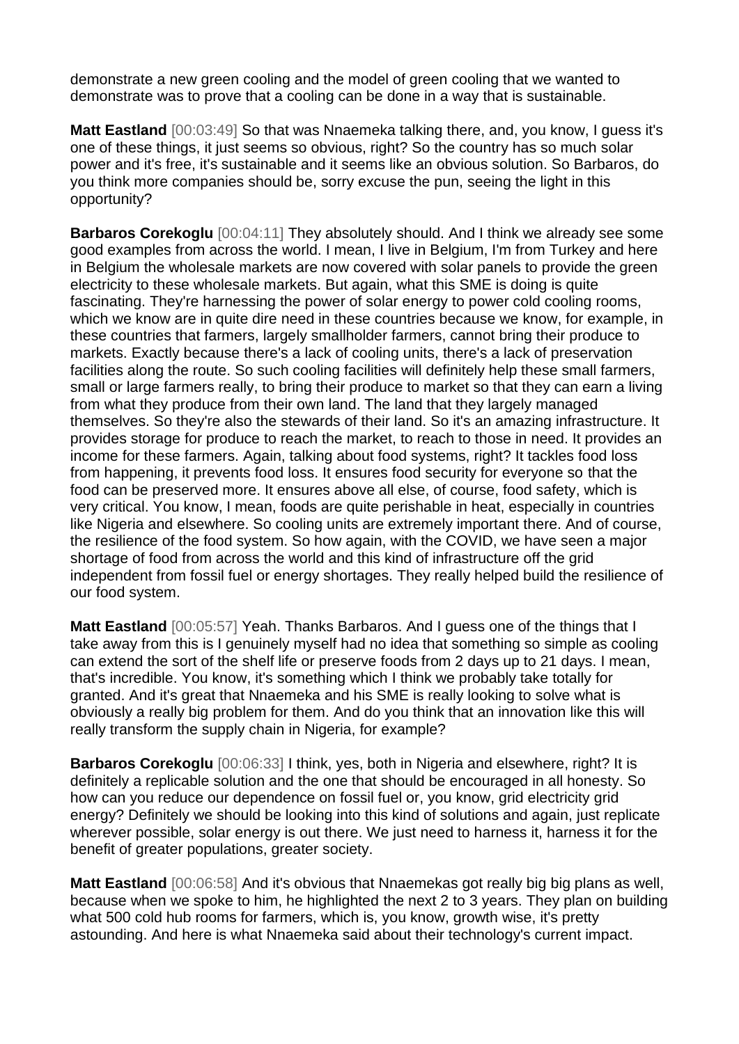demonstrate a new green cooling and the model of green cooling that we wanted to demonstrate was to prove that a cooling can be done in a way that is sustainable.

**Matt Eastland** [00:03:49] So that was Nnaemeka talking there, and, you know, I guess it's one of these things, it just seems so obvious, right? So the country has so much solar power and it's free, it's sustainable and it seems like an obvious solution. So Barbaros, do you think more companies should be, sorry excuse the pun, seeing the light in this opportunity?

**Barbaros Corekoglu** [00:04:11] They absolutely should. And I think we already see some good examples from across the world. I mean, I live in Belgium, I'm from Turkey and here in Belgium the wholesale markets are now covered with solar panels to provide the green electricity to these wholesale markets. But again, what this SME is doing is quite fascinating. They're harnessing the power of solar energy to power cold cooling rooms, which we know are in quite dire need in these countries because we know, for example, in these countries that farmers, largely smallholder farmers, cannot bring their produce to markets. Exactly because there's a lack of cooling units, there's a lack of preservation facilities along the route. So such cooling facilities will definitely help these small farmers, small or large farmers really, to bring their produce to market so that they can earn a living from what they produce from their own land. The land that they largely managed themselves. So they're also the stewards of their land. So it's an amazing infrastructure. It provides storage for produce to reach the market, to reach to those in need. It provides an income for these farmers. Again, talking about food systems, right? It tackles food loss from happening, it prevents food loss. It ensures food security for everyone so that the food can be preserved more. It ensures above all else, of course, food safety, which is very critical. You know, I mean, foods are quite perishable in heat, especially in countries like Nigeria and elsewhere. So cooling units are extremely important there. And of course, the resilience of the food system. So how again, with the COVID, we have seen a major shortage of food from across the world and this kind of infrastructure off the grid independent from fossil fuel or energy shortages. They really helped build the resilience of our food system.

**Matt Eastland** [00:05:57] Yeah. Thanks Barbaros. And I guess one of the things that I take away from this is I genuinely myself had no idea that something so simple as cooling can extend the sort of the shelf life or preserve foods from 2 days up to 21 days. I mean, that's incredible. You know, it's something which I think we probably take totally for granted. And it's great that Nnaemeka and his SME is really looking to solve what is obviously a really big problem for them. And do you think that an innovation like this will really transform the supply chain in Nigeria, for example?

**Barbaros Corekoglu** [00:06:33] I think, yes, both in Nigeria and elsewhere, right? It is definitely a replicable solution and the one that should be encouraged in all honesty. So how can you reduce our dependence on fossil fuel or, you know, grid electricity grid energy? Definitely we should be looking into this kind of solutions and again, just replicate wherever possible, solar energy is out there. We just need to harness it, harness it for the benefit of greater populations, greater society.

**Matt Eastland** [00:06:58] And it's obvious that Nnaemekas got really big big plans as well, because when we spoke to him, he highlighted the next 2 to 3 years. They plan on building what 500 cold hub rooms for farmers, which is, you know, growth wise, it's pretty astounding. And here is what Nnaemeka said about their technology's current impact.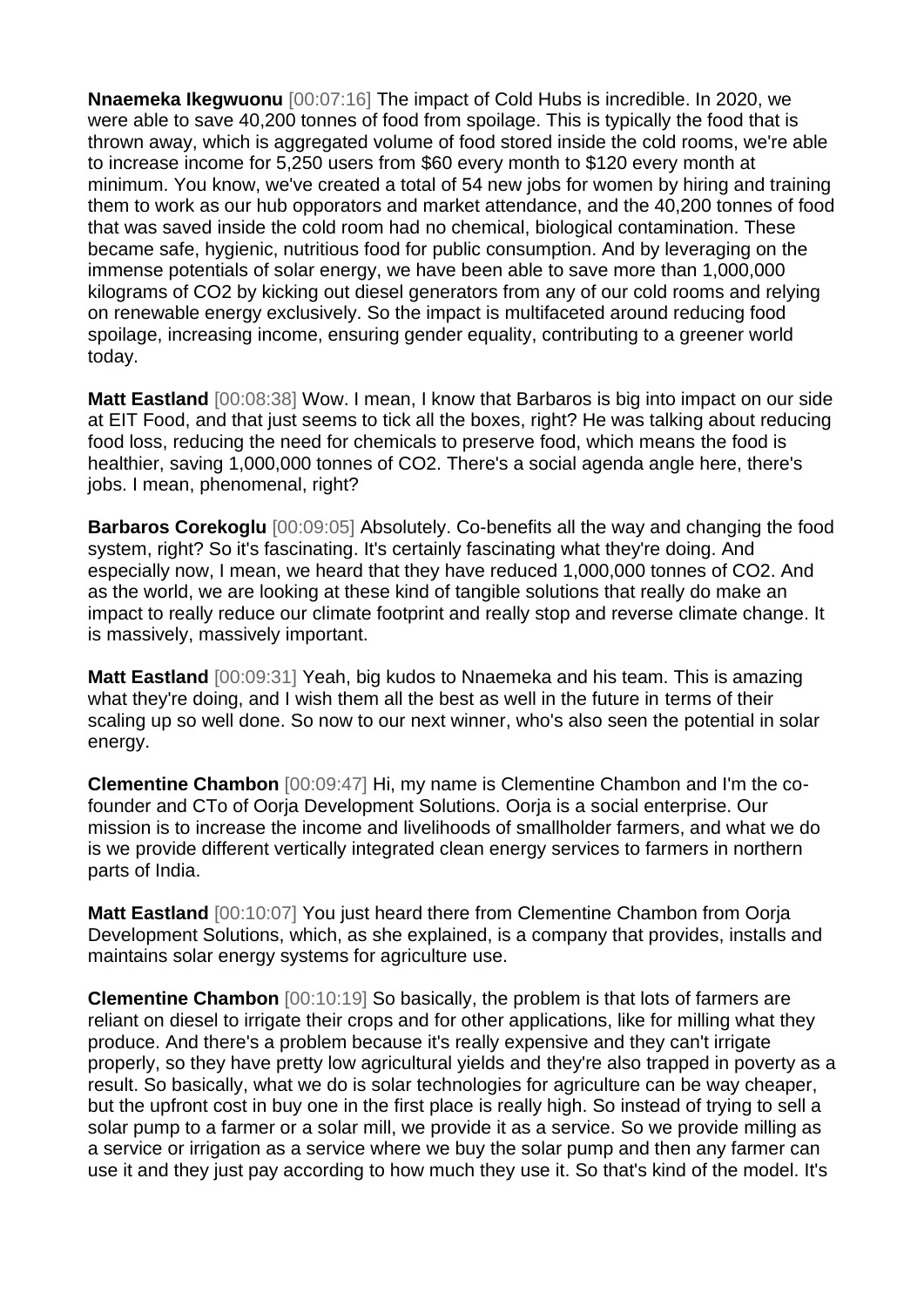**Nnaemeka Ikegwuonu** [00:07:16] The impact of Cold Hubs is incredible. In 2020, we were able to save 40,200 tonnes of food from spoilage. This is typically the food that is thrown away, which is aggregated volume of food stored inside the cold rooms, we're able to increase income for 5,250 users from $60 every month to $120 every month at minimum. You know, we've created a total of 54 new jobs for women by hiring and training them to work as our hub opporators and market attendance, and the 40,200 tonnes of food that was saved inside the cold room had no chemical, biological contamination. These became safe, hygienic, nutritious food for public consumption. And by leveraging on the immense potentials of solar energy, we have been able to save more than 1,000,000 kilograms of $CO_2$ by kicking out diesel generators from any of our cold rooms and relying on renewable energy exclusively. So the impact is multifaceted around reducing food spoilage, increasing income, ensuring gender equality, contributing to a greener world today.

**Matt Eastland** [00:08:38] Wow. I mean, I know that Barbaros is big into impact on our side at EIT Food, and that just seems to tick all the boxes, right? He was talking about reducing food loss, reducing the need for chemicals to preserve food, which means the food is healthier, saving 1,000,000 tonnes of $CO_2$. There's a social agenda angle here, there's jobs. I mean, phenomenal, right?

**Barbaros Corekoglu** [00:09:05] Absolutely. Co-benefits all the way and changing the food system, right? So it's fascinating. It's certainly fascinating what they're doing. And especially now, I mean, we heard that they have reduced 1,000,000 tonnes of $CO_2$. And as the world, we are looking at these kind of tangible solutions that really do make an impact to really reduce our climate footprint and really stop and reverse climate change. It is massively, massively important.

**Matt Eastland** [00:09:31] Yeah, big kudos to Nnaemeka and his team. This is amazing what they're doing, and I wish them all the best as well in the future in terms of their scaling up so well done. So now to our next winner, who's also seen the potential in solar energy.

**Clementine Chambon** [00:09:47] Hi, my name is Clementine Chambon and I'm the co-founder and CTo of Oorja Development Solutions. Oorja is a social enterprise. Our mission is to increase the income and livelihoods of smallholder farmers, and what we do is we provide different vertically integrated clean energy services to farmers in northern parts of India.

**Matt Eastland** [00:10:07] You just heard there from Clementine Chambon from Oorja Development Solutions, which, as she explained, is a company that provides, installs and maintains solar energy systems for agriculture use.

**Clementine Chambon** [00:10:19] So basically, the problem is that lots of farmers are reliant on diesel to irrigate their crops and for other applications, like for milling what they produce. And there's a problem because it's really expensive and they can't irrigate properly, so they have pretty low agricultural yields and they're also trapped in poverty as a result. So basically, what we do is solar technologies for agriculture can be way cheaper, but the upfront cost in buy one in the first place is really high. So instead of trying to sell a solar pump to a farmer or a solar mill, we provide it as a service. So we provide milling as a service or irrigation as a service where we buy the solar pump and then any farmer can use it and they just pay according to how much they use it. So that's kind of the model. It's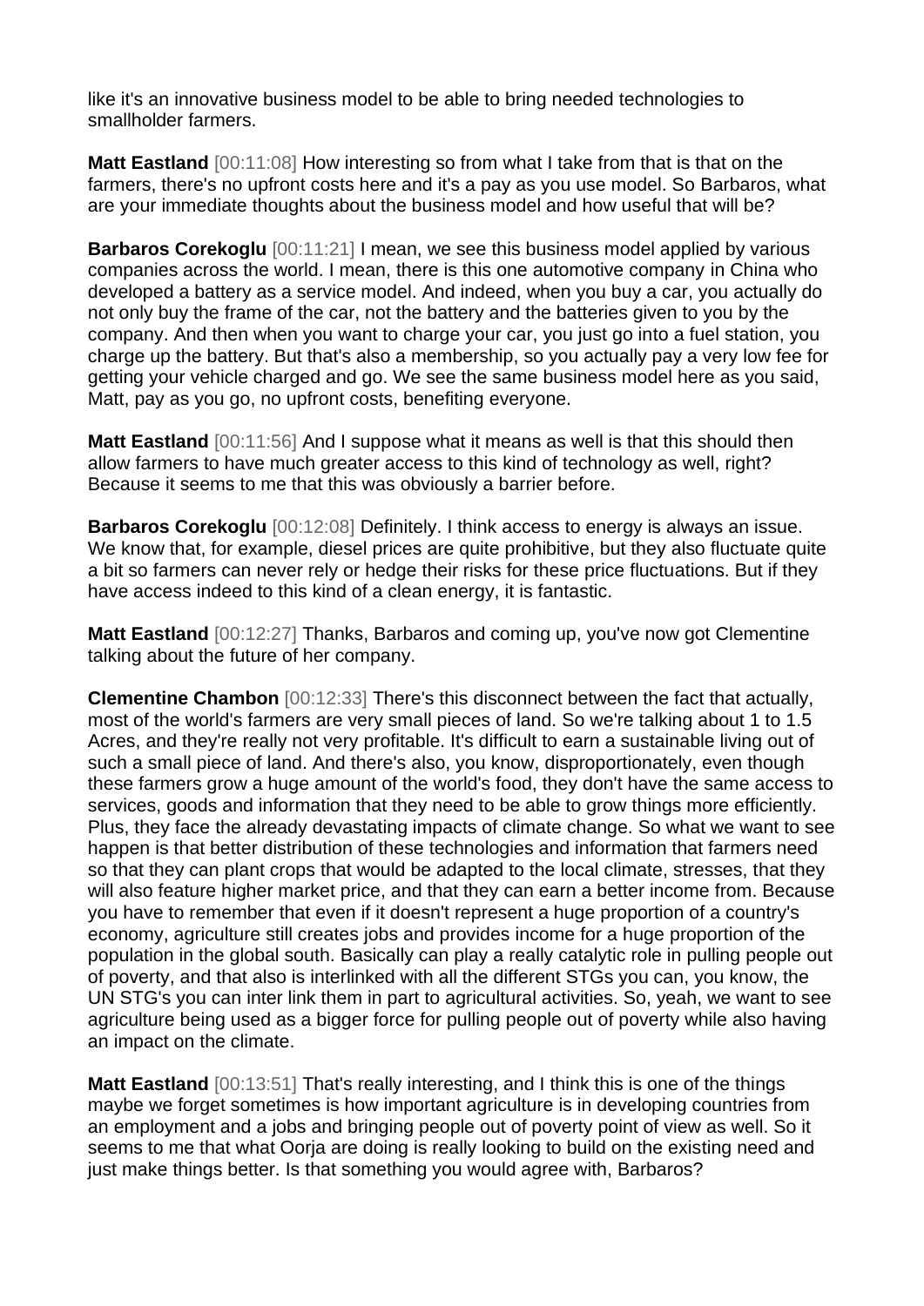like it's an innovative business model to be able to bring needed technologies to smallholder farmers.

**Matt Eastland** [00:11:08] How interesting so from what I take from that is that on the farmers, there's no upfront costs here and it's a pay as you use model. So Barbaros, what are your immediate thoughts about the business model and how useful that will be?

**Barbaros Corekoglu** [00:11:21] I mean, we see this business model applied by various companies across the world. I mean, there is this one automotive company in China who developed a battery as a service model. And indeed, when you buy a car, you actually do not only buy the frame of the car, not the battery and the batteries given to you by the company. And then when you want to charge your car, you just go into a fuel station, you charge up the battery. But that's also a membership, so you actually pay a very low fee for getting your vehicle charged and go. We see the same business model here as you said, Matt, pay as you go, no upfront costs, benefiting everyone.

**Matt Eastland** [00:11:56] And I suppose what it means as well is that this should then allow farmers to have much greater access to this kind of technology as well, right? Because it seems to me that this was obviously a barrier before.

**Barbaros Corekoglu** [00:12:08] Definitely. I think access to energy is always an issue. We know that, for example, diesel prices are quite prohibitive, but they also fluctuate quite a bit so farmers can never rely or hedge their risks for these price fluctuations. But if they have access indeed to this kind of a clean energy, it is fantastic.

**Matt Eastland** [00:12:27] Thanks, Barbaros and coming up, you've now got Clementine talking about the future of her company.

**Clementine Chambon** [00:12:33] There's this disconnect between the fact that actually, most of the world's farmers are very small pieces of land. So we're talking about 1 to 1.5 Acres, and they're really not very profitable. It's difficult to earn a sustainable living out of such a small piece of land. And there's also, you know, disproportionately, even though these farmers grow a huge amount of the world's food, they don't have the same access to services, goods and information that they need to be able to grow things more efficiently. Plus, they face the already devastating impacts of climate change. So what we want to see happen is that better distribution of these technologies and information that farmers need so that they can plant crops that would be adapted to the local climate, stresses, that they will also feature higher market price, and that they can earn a better income from. Because you have to remember that even if it doesn't represent a huge proportion of a country's economy, agriculture still creates jobs and provides income for a huge proportion of the population in the global south. Basically can play a really catalytic role in pulling people out of poverty, and that also is interlinked with all the different STGs you can, you know, the UN STG's you can inter link them in part to agricultural activities. So, yeah, we want to see agriculture being used as a bigger force for pulling people out of poverty while also having an impact on the climate.

**Matt Eastland** [00:13:51] That's really interesting, and I think this is one of the things maybe we forget sometimes is how important agriculture is in developing countries from an employment and a jobs and bringing people out of poverty point of view as well. So it seems to me that what Oorja are doing is really looking to build on the existing need and just make things better. Is that something you would agree with, Barbaros?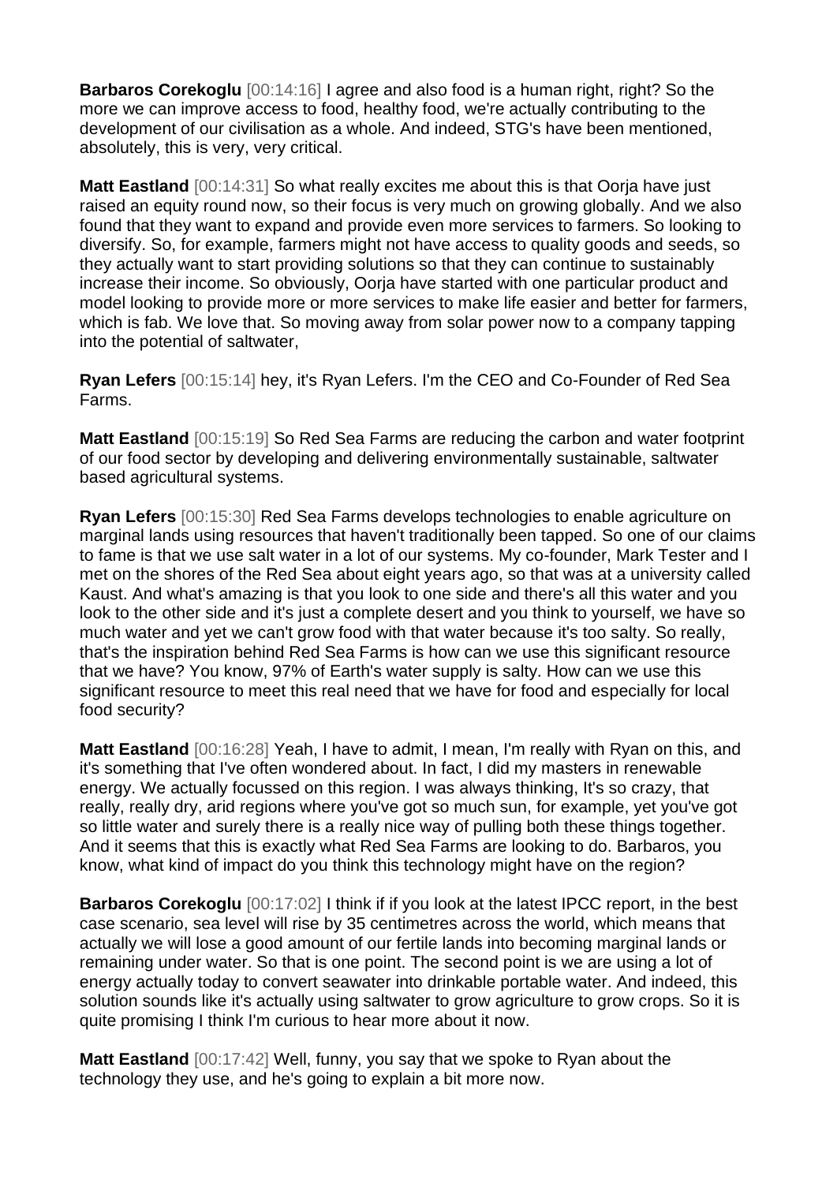**Barbaros Corekoglu** [00:14:16] I agree and also food is a human right, right? So the more we can improve access to food, healthy food, we're actually contributing to the development of our civilisation as a whole. And indeed, STG's have been mentioned, absolutely, this is very, very critical.

**Matt Eastland** [00:14:31] So what really excites me about this is that Oorja have just raised an equity round now, so their focus is very much on growing globally. And we also found that they want to expand and provide even more services to farmers. So looking to diversify. So, for example, farmers might not have access to quality goods and seeds, so they actually want to start providing solutions so that they can continue to sustainably increase their income. So obviously, Oorja have started with one particular product and model looking to provide more or more services to make life easier and better for farmers, which is fab. We love that. So moving away from solar power now to a company tapping into the potential of saltwater,

**Ryan Lefers** [00:15:14] hey, it's Ryan Lefers. I'm the CEO and Co-Founder of Red Sea Farms.

**Matt Eastland** [00:15:19] So Red Sea Farms are reducing the carbon and water footprint of our food sector by developing and delivering environmentally sustainable, saltwater based agricultural systems.

**Ryan Lefers** [00:15:30] Red Sea Farms develops technologies to enable agriculture on marginal lands using resources that haven't traditionally been tapped. So one of our claims to fame is that we use salt water in a lot of our systems. My co-founder, Mark Tester and I met on the shores of the Red Sea about eight years ago, so that was at a university called Kaust. And what's amazing is that you look to one side and there's all this water and you look to the other side and it's just a complete desert and you think to yourself, we have so much water and yet we can't grow food with that water because it's too salty. So really, that's the inspiration behind Red Sea Farms is how can we use this significant resource that we have? You know, 97% of Earth's water supply is salty. How can we use this significant resource to meet this real need that we have for food and especially for local food security?

**Matt Eastland** [00:16:28] Yeah, I have to admit, I mean, I'm really with Ryan on this, and it's something that I've often wondered about. In fact, I did my masters in renewable energy. We actually focussed on this region. I was always thinking, It's so crazy, that really, really dry, arid regions where you've got so much sun, for example, yet you've got so little water and surely there is a really nice way of pulling both these things together. And it seems that this is exactly what Red Sea Farms are looking to do. Barbaros, you know, what kind of impact do you think this technology might have on the region?

**Barbaros Corekoglu** [00:17:02] I think if if you look at the latest IPCC report, in the best case scenario, sea level will rise by 35 centimetres across the world, which means that actually we will lose a good amount of our fertile lands into becoming marginal lands or remaining under water. So that is one point. The second point is we are using a lot of energy actually today to convert seawater into drinkable portable water. And indeed, this solution sounds like it's actually using saltwater to grow agriculture to grow crops. So it is quite promising I think I'm curious to hear more about it now.

**Matt Eastland** [00:17:42] Well, funny, you say that we spoke to Ryan about the technology they use, and he's going to explain a bit more now.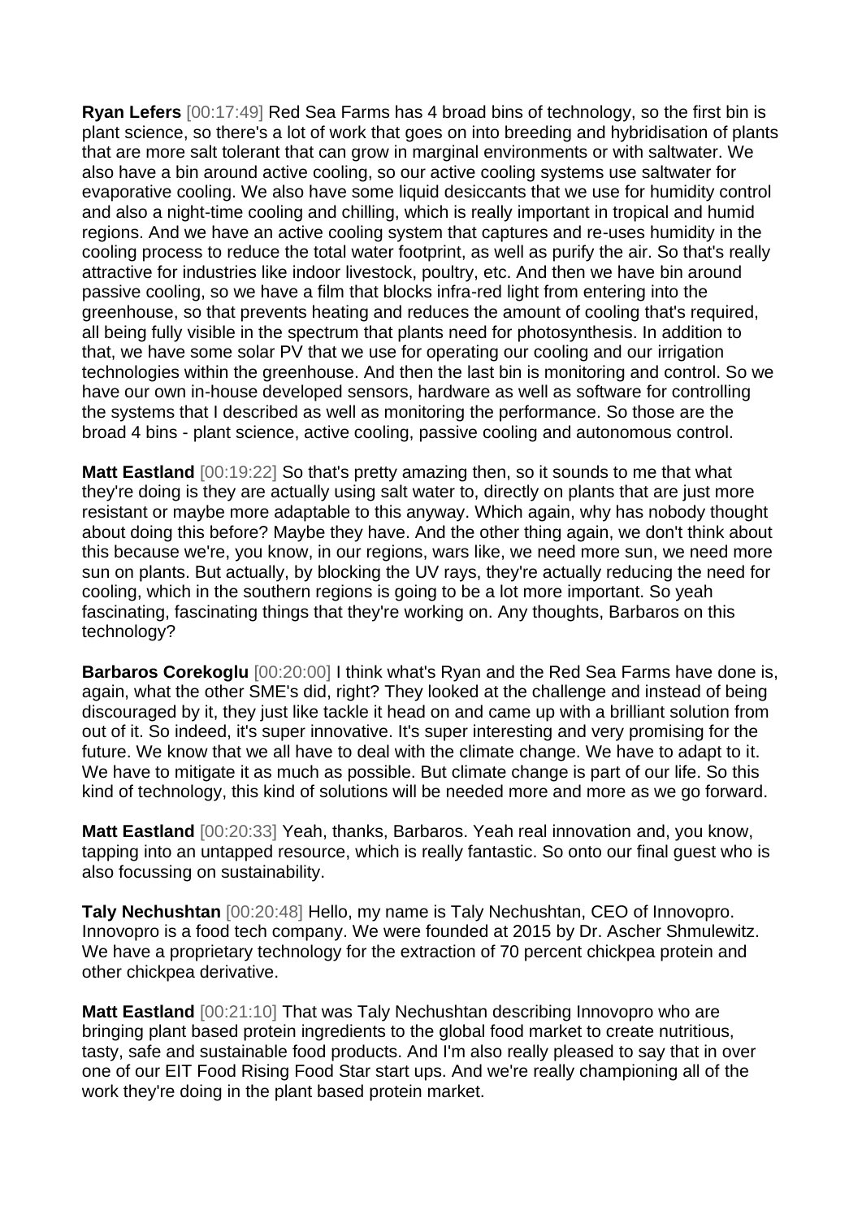**Ryan Lefers** [00:17:49] Red Sea Farms has 4 broad bins of technology, so the first bin is plant science, so there's a lot of work that goes on into breeding and hybridisation of plants that are more salt tolerant that can grow in marginal environments or with saltwater. We also have a bin around active cooling, so our active cooling systems use saltwater for evaporative cooling. We also have some liquid desiccants that we use for humidity control and also a night-time cooling and chilling, which is really important in tropical and humid regions. And we have an active cooling system that captures and re-uses humidity in the cooling process to reduce the total water footprint, as well as purify the air. So that's really attractive for industries like indoor livestock, poultry, etc. And then we have bin around passive cooling, so we have a film that blocks infra-red light from entering into the greenhouse, so that prevents heating and reduces the amount of cooling that's required, all being fully visible in the spectrum that plants need for photosynthesis. In addition to that, we have some solar PV that we use for operating our cooling and our irrigation technologies within the greenhouse. And then the last bin is monitoring and control. So we have our own in-house developed sensors, hardware as well as software for controlling the systems that I described as well as monitoring the performance. So those are the broad 4 bins - plant science, active cooling, passive cooling and autonomous control.

**Matt Eastland** [00:19:22] So that's pretty amazing then, so it sounds to me that what they're doing is they are actually using salt water to, directly on plants that are just more resistant or maybe more adaptable to this anyway. Which again, why has nobody thought about doing this before? Maybe they have. And the other thing again, we don't think about this because we're, you know, in our regions, wars like, we need more sun, we need more sun on plants. But actually, by blocking the UV rays, they're actually reducing the need for cooling, which in the southern regions is going to be a lot more important. So yeah fascinating, fascinating things that they're working on. Any thoughts, Barbaros on this technology?

**Barbaros Corekoglu** [00:20:00] I think what's Ryan and the Red Sea Farms have done is, again, what the other SME's did, right? They looked at the challenge and instead of being discouraged by it, they just like tackle it head on and came up with a brilliant solution from out of it. So indeed, it's super innovative. It's super interesting and very promising for the future. We know that we all have to deal with the climate change. We have to adapt to it. We have to mitigate it as much as possible. But climate change is part of our life. So this kind of technology, this kind of solutions will be needed more and more as we go forward.

**Matt Eastland** [00:20:33] Yeah, thanks, Barbaros. Yeah real innovation and, you know, tapping into an untapped resource, which is really fantastic. So onto our final guest who is also focussing on sustainability.

**Taly Nechushtan** [00:20:48] Hello, my name is Taly Nechushtan, CEO of Innovopro. Innovopro is a food tech company. We were founded at 2015 by Dr. Ascher Shmulewitz. We have a proprietary technology for the extraction of 70 percent chickpea protein and other chickpea derivative.

**Matt Eastland** [00:21:10] That was Taly Nechushtan describing Innovopro who are bringing plant based protein ingredients to the global food market to create nutritious, tasty, safe and sustainable food products. And I'm also really pleased to say that in over one of our EIT Food Rising Food Star start ups. And we're really championing all of the work they're doing in the plant based protein market.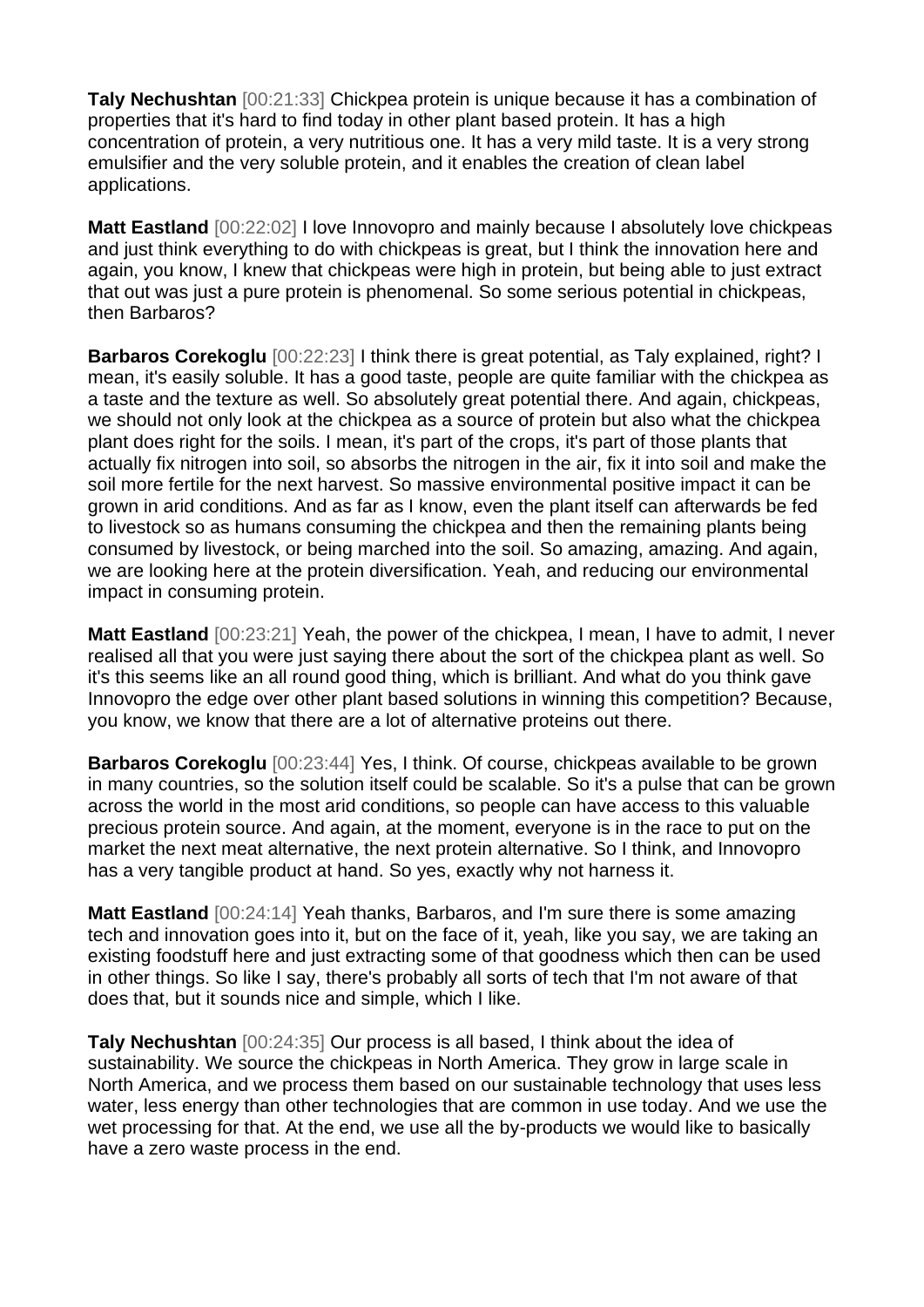**Taly Nechushtan** [00:21:33] Chickpea protein is unique because it has a combination of properties that it's hard to find today in other plant based protein. It has a high concentration of protein, a very nutritious one. It has a very mild taste. It is a very strong emulsifier and the very soluble protein, and it enables the creation of clean label applications.

**Matt Eastland** [00:22:02] I love Innovopro and mainly because I absolutely love chickpeas and just think everything to do with chickpeas is great, but I think the innovation here and again, you know, I knew that chickpeas were high in protein, but being able to just extract that out was just a pure protein is phenomenal. So some serious potential in chickpeas, then Barbaros?

**Barbaros Corekoglu** [00:22:23] I think there is great potential, as Taly explained, right? I mean, it's easily soluble. It has a good taste, people are quite familiar with the chickpea as a taste and the texture as well. So absolutely great potential there. And again, chickpeas, we should not only look at the chickpea as a source of protein but also what the chickpea plant does right for the soils. I mean, it's part of the crops, it's part of those plants that actually fix nitrogen into soil, so absorbs the nitrogen in the air, fix it into soil and make the soil more fertile for the next harvest. So massive environmental positive impact it can be grown in arid conditions. And as far as I know, even the plant itself can afterwards be fed to livestock so as humans consuming the chickpea and then the remaining plants being consumed by livestock, or being marched into the soil. So amazing, amazing. And again, we are looking here at the protein diversification. Yeah, and reducing our environmental impact in consuming protein.

**Matt Eastland** [00:23:21] Yeah, the power of the chickpea, I mean, I have to admit, I never realised all that you were just saying there about the sort of the chickpea plant as well. So it's this seems like an all round good thing, which is brilliant. And what do you think gave Innovopro the edge over other plant based solutions in winning this competition? Because, you know, we know that there are a lot of alternative proteins out there.

**Barbaros Corekoglu** [00:23:44] Yes, I think. Of course, chickpeas available to be grown in many countries, so the solution itself could be scalable. So it's a pulse that can be grown across the world in the most arid conditions, so people can have access to this valuable precious protein source. And again, at the moment, everyone is in the race to put on the market the next meat alternative, the next protein alternative. So I think, and Innovopro has a very tangible product at hand. So yes, exactly why not harness it.

**Matt Eastland** [00:24:14] Yeah thanks, Barbaros, and I'm sure there is some amazing tech and innovation goes into it, but on the face of it, yeah, like you say, we are taking an existing foodstuff here and just extracting some of that goodness which then can be used in other things. So like I say, there's probably all sorts of tech that I'm not aware of that does that, but it sounds nice and simple, which I like.

**Taly Nechushtan** [00:24:35] Our process is all based, I think about the idea of sustainability. We source the chickpeas in North America. They grow in large scale in North America, and we process them based on our sustainable technology that uses less water, less energy than other technologies that are common in use today. And we use the wet processing for that. At the end, we use all the by-products we would like to basically have a zero waste process in the end.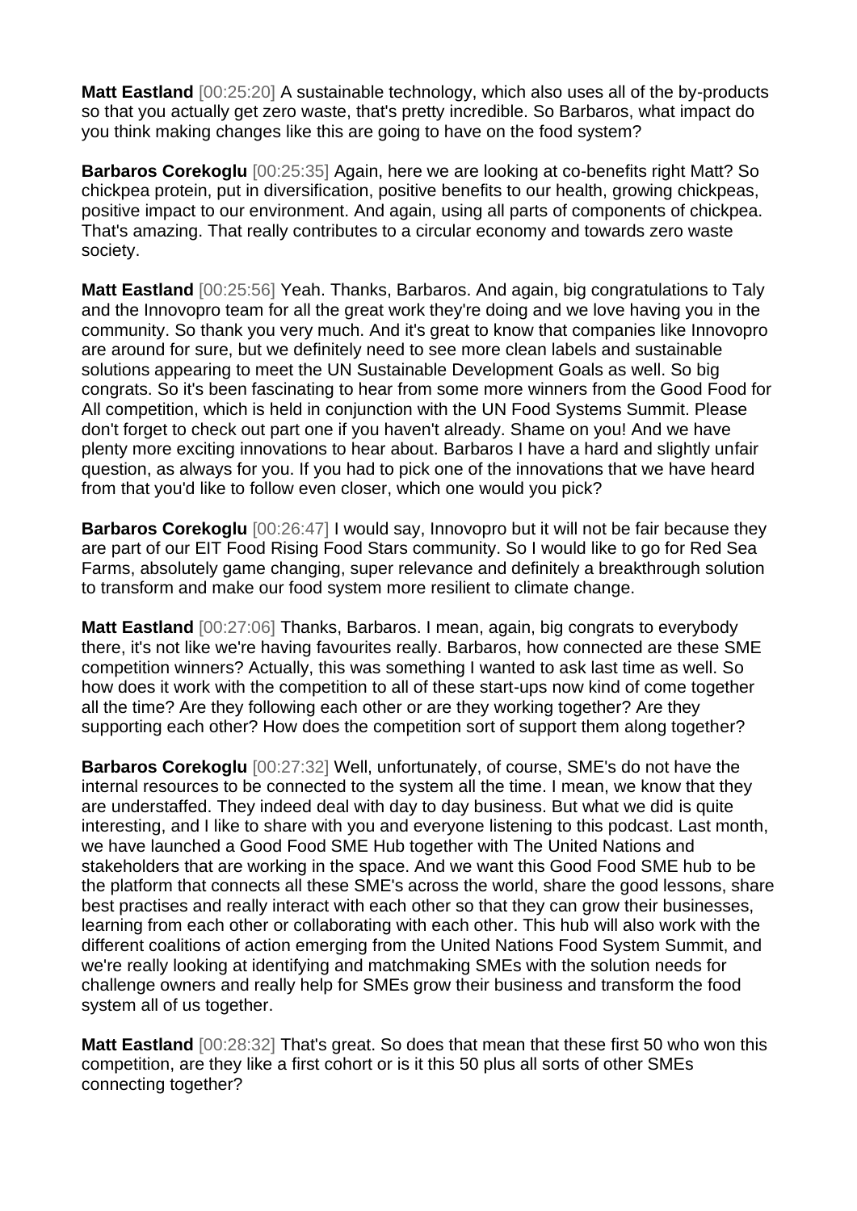**Matt Eastland** [00:25:20] A sustainable technology, which also uses all of the by-products so that you actually get zero waste, that's pretty incredible. So Barbaros, what impact do you think making changes like this are going to have on the food system?

**Barbaros Corekoglu** [00:25:35] Again, here we are looking at co-benefits right Matt? So chickpea protein, put in diversification, positive benefits to our health, growing chickpeas, positive impact to our environment. And again, using all parts of components of chickpea. That's amazing. That really contributes to a circular economy and towards zero waste society.

**Matt Eastland** [00:25:56] Yeah. Thanks, Barbaros. And again, big congratulations to Taly and the Innovopro team for all the great work they're doing and we love having you in the community. So thank you very much. And it's great to know that companies like Innovopro are around for sure, but we definitely need to see more clean labels and sustainable solutions appearing to meet the UN Sustainable Development Goals as well. So big congrats. So it's been fascinating to hear from some more winners from the Good Food for All competition, which is held in conjunction with the UN Food Systems Summit. Please don't forget to check out part one if you haven't already. Shame on you! And we have plenty more exciting innovations to hear about. Barbaros I have a hard and slightly unfair question, as always for you. If you had to pick one of the innovations that we have heard from that you'd like to follow even closer, which one would you pick?

**Barbaros Corekoglu** [00:26:47] I would say, Innovopro but it will not be fair because they are part of our EIT Food Rising Food Stars community. So I would like to go for Red Sea Farms, absolutely game changing, super relevance and definitely a breakthrough solution to transform and make our food system more resilient to climate change.

**Matt Eastland** [00:27:06] Thanks, Barbaros. I mean, again, big congrats to everybody there, it's not like we're having favourites really. Barbaros, how connected are these SME competition winners? Actually, this was something I wanted to ask last time as well. So how does it work with the competition to all of these start-ups now kind of come together all the time? Are they following each other or are they working together? Are they supporting each other? How does the competition sort of support them along together?

**Barbaros Corekoglu** [00:27:32] Well, unfortunately, of course, SME's do not have the internal resources to be connected to the system all the time. I mean, we know that they are understaffed. They indeed deal with day to day business. But what we did is quite interesting, and I like to share with you and everyone listening to this podcast. Last month, we have launched a Good Food SME Hub together with The United Nations and stakeholders that are working in the space. And we want this Good Food SME hub to be the platform that connects all these SME's across the world, share the good lessons, share best practises and really interact with each other so that they can grow their businesses, learning from each other or collaborating with each other. This hub will also work with the different coalitions of action emerging from the United Nations Food System Summit, and we're really looking at identifying and matchmaking SMEs with the solution needs for challenge owners and really help for SMEs grow their business and transform the food system all of us together.

**Matt Eastland** [00:28:32] That's great. So does that mean that these first 50 who won this competition, are they like a first cohort or is it this 50 plus all sorts of other SMEs connecting together?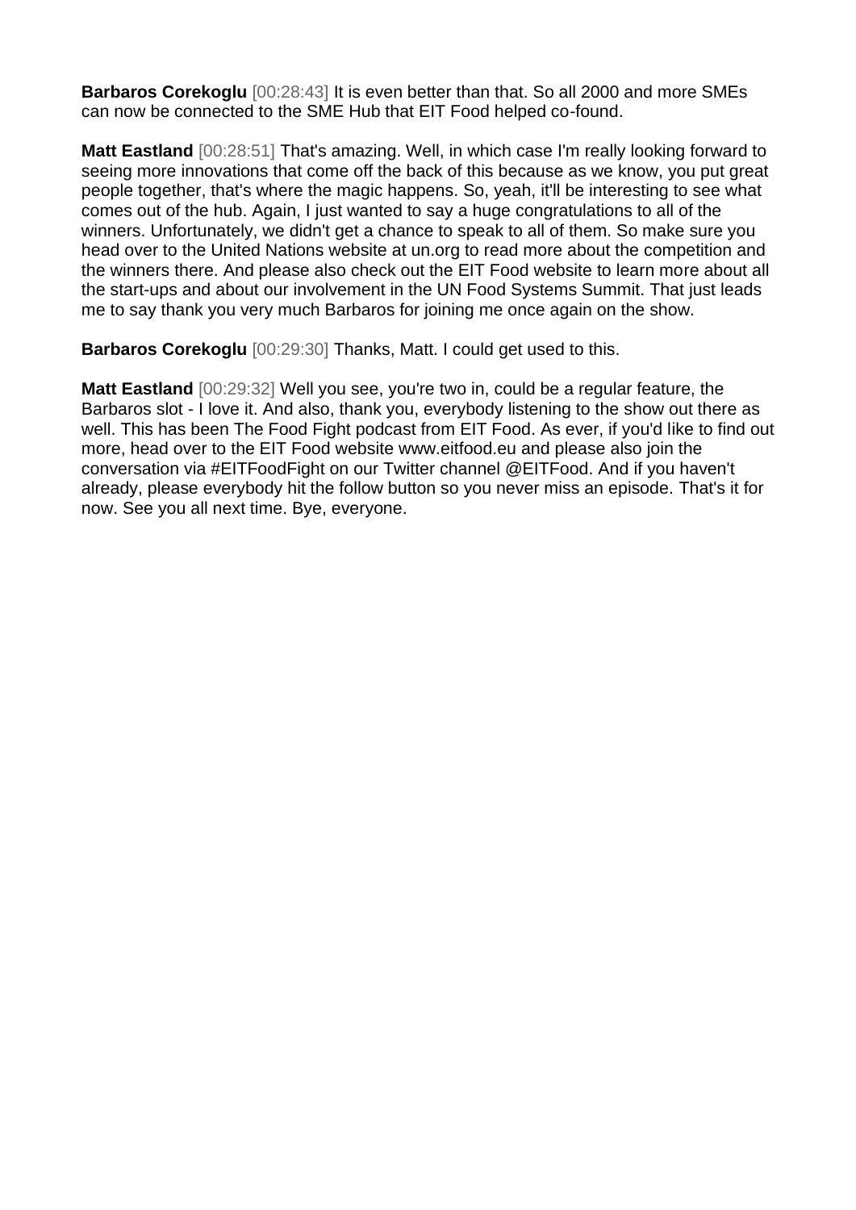**Barbaros Corekoglu** [00:28:43] It is even better than that. So all 2000 and more SMEs can now be connected to the SME Hub that EIT Food helped co-found.

**Matt Eastland** [00:28:51] That's amazing. Well, in which case I'm really looking forward to seeing more innovations that come off the back of this because as we know, you put great people together, that's where the magic happens. So, yeah, it'll be interesting to see what comes out of the hub. Again, I just wanted to say a huge congratulations to all of the winners. Unfortunately, we didn't get a chance to speak to all of them. So make sure you head over to the United Nations website at un.org to read more about the competition and the winners there. And please also check out the EIT Food website to learn more about all the start-ups and about our involvement in the UN Food Systems Summit. That just leads me to say thank you very much Barbaros for joining me once again on the show.

**Barbaros Corekoglu** [00:29:30] Thanks, Matt. I could get used to this.

**Matt Eastland** [00:29:32] Well you see, you're two in, could be a regular feature, the Barbaros slot - I love it. And also, thank you, everybody listening to the show out there as well. This has been The Food Fight podcast from EIT Food. As ever, if you'd like to find out more, head over to the EIT Food website www.eitfood.eu and please also join the conversation via #EITFoodFight on our Twitter channel @EITFood. And if you haven't already, please everybody hit the follow button so you never miss an episode. That's it for now. See you all next time. Bye, everyone.